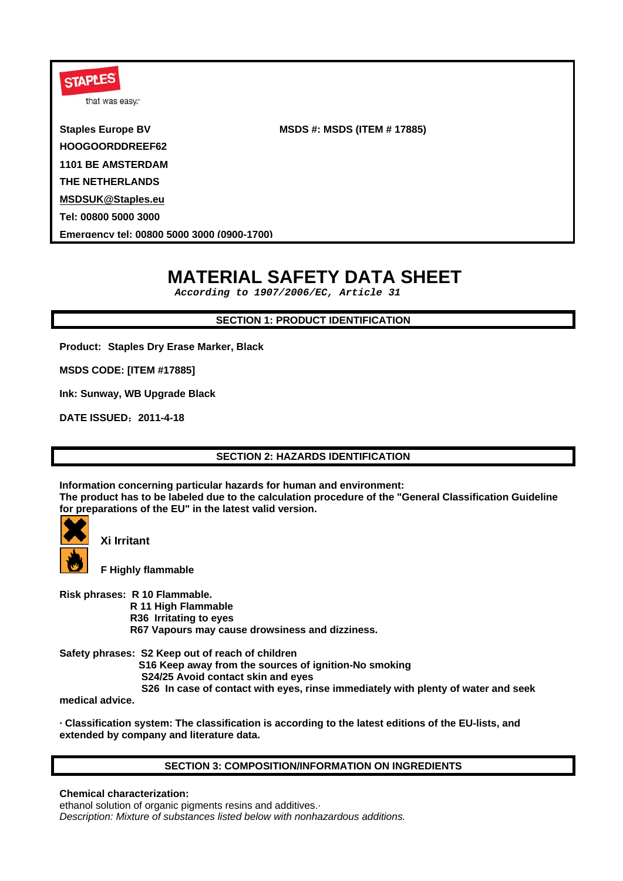STAPLES
that was easy.

**Staples Europe BV**
**HOOGOORDDREEF62**
**1101 BE AMSTERDAM**
**THE NETHERLANDS**
**MSDSUK@Staples.eu**
**Tel: 00800 5000 3000**
**Emergency tel: 00800 5000 3000 (0900-1700)**

**MSDS #: MSDS (ITEM # 17885)**

# MATERIAL SAFETY DATA SHEET

***According to 1907/2006/EC, Article 31***

## SECTION 1: PRODUCT IDENTIFICATION

**Product: Staples Dry Erase Marker, Black**

**MSDS CODE: [ITEM #17885]**

**Ink: Sunway, WB Upgrade Black**

**DATE ISSUED：2011-4-18**

## SECTION 2: HAZARDS IDENTIFICATION

**Information concerning particular hazards for human and environment:**
**The product has to be labeled due to the calculation procedure of the "General Classification Guideline for preparations of the EU" in the latest valid version.**

**Xi Irritant**

**F Highly flammable**

**Risk phrases: R 10 Flammable.**
**R 11 High Flammable**
**R36 Irritating to eyes**
**R67 Vapours may cause drowsiness and dizziness.**

**Safety phrases: S2 Keep out of reach of children**
**S16 Keep away from the sources of ignition-No smoking**
**S24/25 Avoid contact skin and eyes**
**S26 In case of contact with eyes, rinse immediately with plenty of water and seek medical advice.**

**· Classification system: The classification is according to the latest editions of the EU-lists, and extended by company and literature data.**

## SECTION 3: COMPOSITION/INFORMATION ON INGREDIENTS

**Chemical characterization:**
ethanol solution of organic pigments resins and additives.·
*Description: Mixture of substances listed below with nonhazardous additions.*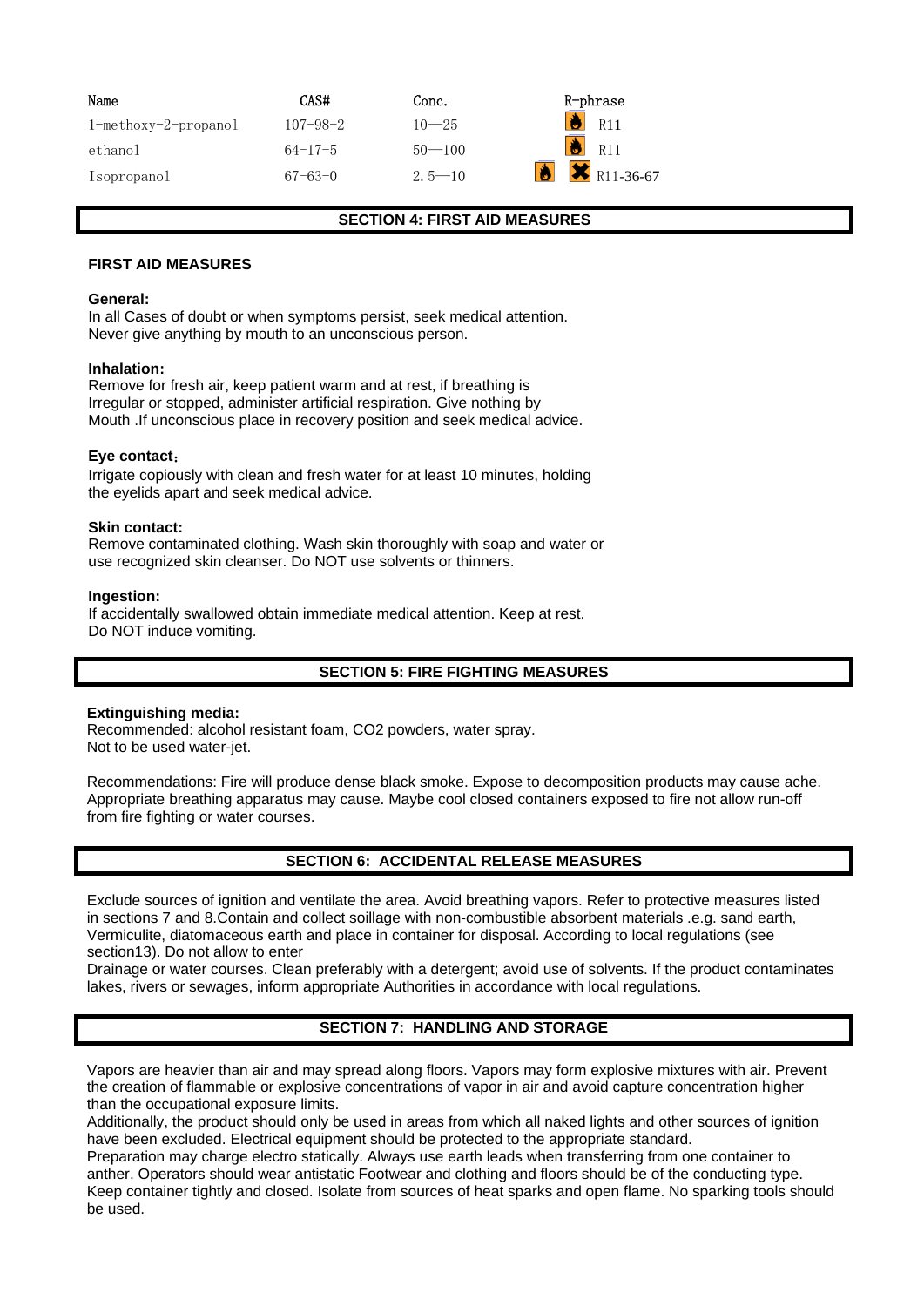| Name | CAS# | Conc. | R-phrase |
| --- | --- | --- | --- |
| 1-methoxy-2-propanol | 107-98-2 | 10—25 | R11 |
| ethanol | 64-17-5 | 50—100 | R11 |
| Isopropanol | 67-63-0 | 2.5—10 | R11-36-67 |

## SECTION 4: FIRST AID MEASURES

### FIRST AID MEASURES

**General:**
In all Cases of doubt or when symptoms persist, seek medical attention.
Never give anything by mouth to an unconscious person.

**Inhalation:**
Remove for fresh air, keep patient warm and at rest, if breathing is Irregular or stopped, administer artificial respiration. Give nothing by Mouth .If unconscious place in recovery position and seek medical advice.

**Eye contact**：
Irrigate copiously with clean and fresh water for at least 10 minutes, holding the eyelids apart and seek medical advice.

**Skin contact:**
Remove contaminated clothing. Wash skin thoroughly with soap and water or use recognized skin cleanser. Do NOT use solvents or thinners.

**Ingestion:**
If accidentally swallowed obtain immediate medical attention. Keep at rest.
Do NOT induce vomiting.

## SECTION 5: FIRE FIGHTING MEASURES

**Extinguishing media:**
Recommended: alcohol resistant foam, CO2 powders, water spray.
Not to be used water-jet.

Recommendations: Fire will produce dense black smoke. Expose to decomposition products may cause ache. Appropriate breathing apparatus may cause. Maybe cool closed containers exposed to fire not allow run-off from fire fighting or water courses.

## SECTION 6: ACCIDENTAL RELEASE MEASURES

Exclude sources of ignition and ventilate the area. Avoid breathing vapors. Refer to protective measures listed in sections 7 and 8.Contain and collect soillage with non-combustible absorbent materials .e.g. sand earth, Vermiculite, diatomaceous earth and place in container for disposal. According to local regulations (see section13). Do not allow to enter
Drainage or water courses. Clean preferably with a detergent; avoid use of solvents. If the product contaminates lakes, rivers or sewages, inform appropriate Authorities in accordance with local regulations.

## SECTION 7: HANDLING AND STORAGE

Vapors are heavier than air and may spread along floors. Vapors may form explosive mixtures with air. Prevent the creation of flammable or explosive concentrations of vapor in air and avoid capture concentration higher than the occupational exposure limits.
Additionally, the product should only be used in areas from which all naked lights and other sources of ignition have been excluded. Electrical equipment should be protected to the appropriate standard.
Preparation may charge electro statically. Always use earth leads when transferring from one container to anther. Operators should wear antistatic Footwear and clothing and floors should be of the conducting type.
Keep container tightly and closed. Isolate from sources of heat sparks and open flame. No sparking tools should be used.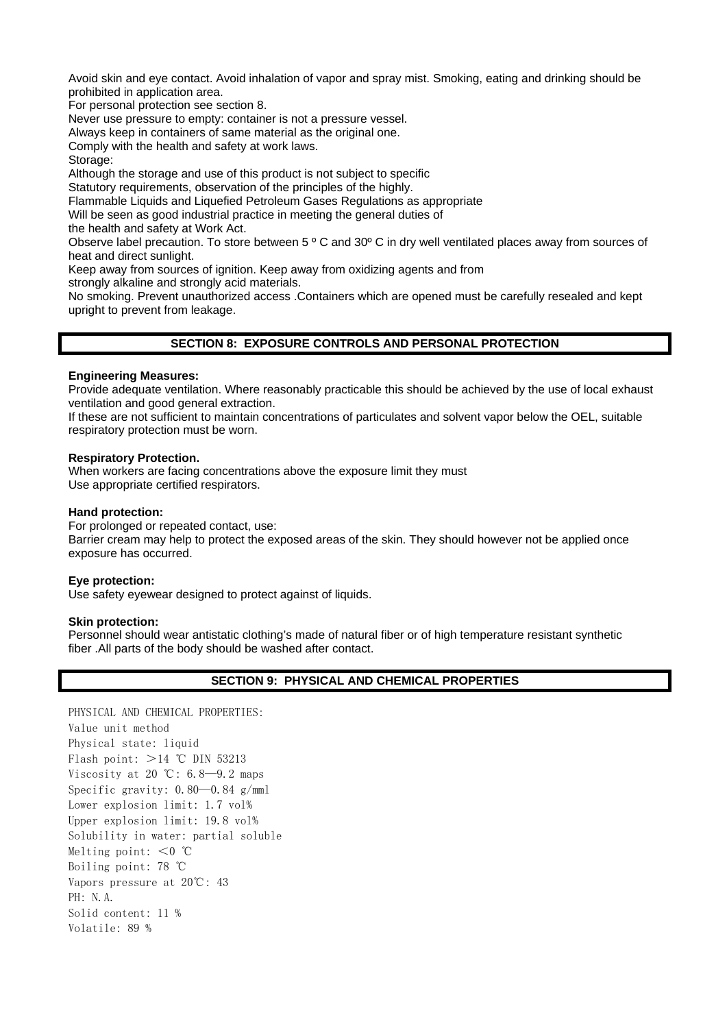Avoid skin and eye contact. Avoid inhalation of vapor and spray mist. Smoking, eating and drinking should be prohibited in application area.

For personal protection see section 8.

Never use pressure to empty: container is not a pressure vessel.

Always keep in containers of same material as the original one.

Comply with the health and safety at work laws.

Storage:

Although the storage and use of this product is not subject to specific
Statutory requirements, observation of the principles of the highly.
Flammable Liquids and Liquefied Petroleum Gases Regulations as appropriate
Will be seen as good industrial practice in meeting the general duties of
the health and safety at Work Act.

Observe label precaution. To store between 5 º C and 30º C in dry well ventilated places away from sources of heat and direct sunlight.

Keep away from sources of ignition. Keep away from oxidizing agents and from
strongly alkaline and strongly acid materials.

No smoking. Prevent unauthorized access .Containers which are opened must be carefully resealed and kept upright to prevent from leakage.

## SECTION 8: EXPOSURE CONTROLS AND PERSONAL PROTECTION

**Engineering Measures:**

Provide adequate ventilation. Where reasonably practicable this should be achieved by the use of local exhaust ventilation and good general extraction.

If these are not sufficient to maintain concentrations of particulates and solvent vapor below the OEL, suitable respiratory protection must be worn.

**Respiratory Protection.**

When workers are facing concentrations above the exposure limit they must
Use appropriate certified respirators.

**Hand protection:**

For prolonged or repeated contact, use:

Barrier cream may help to protect the exposed areas of the skin. They should however not be applied once exposure has occurred.

**Eye protection:**

Use safety eyewear designed to protect against of liquids.

**Skin protection:**

Personnel should wear antistatic clothing's made of natural fiber or of high temperature resistant synthetic fiber .All parts of the body should be washed after contact.

## SECTION 9: PHYSICAL AND CHEMICAL PROPERTIES

PHYSICAL AND CHEMICAL PROPERTIES:

Value unit method

Physical state: liquid

Flash point: ＞14 ℃ DIN 53213

Viscosity at 20 ℃: 6.8—9.2 maps

Specific gravity: 0.80—0.84 g/mml

Lower explosion limit: 1.7 vol%

Upper explosion limit: 19.8 vol%

Solubility in water: partial soluble

Melting point: ＜0 ℃

Boiling point: 78 ℃

Vapors pressure at 20℃: 43

PH: N.A.

Solid content: 11 %

Volatile: 89 %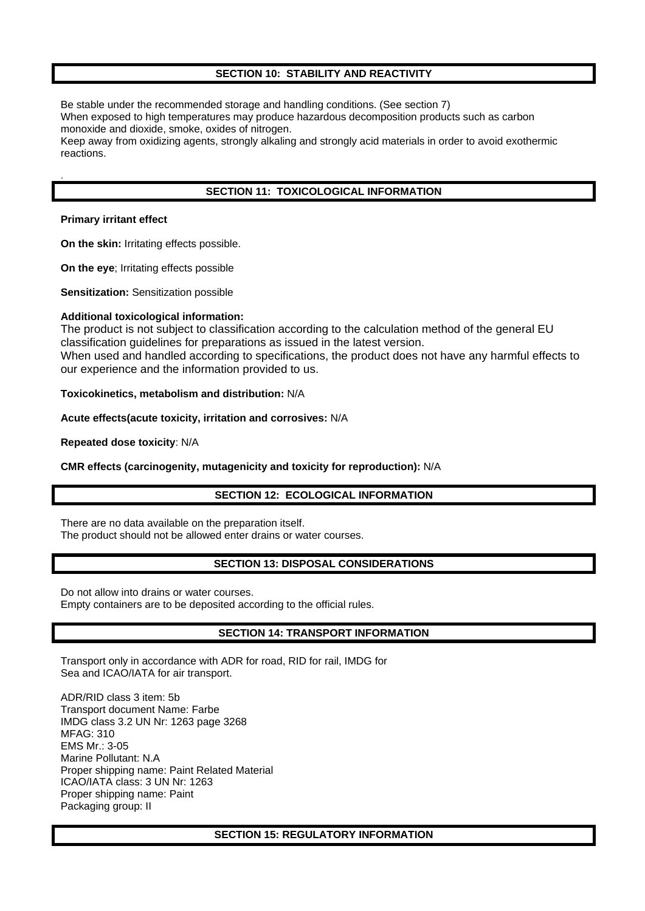## SECTION 10: STABILITY AND REACTIVITY

Be stable under the recommended storage and handling conditions. (See section 7)
When exposed to high temperatures may produce hazardous decomposition products such as carbon monoxide and dioxide, smoke, oxides of nitrogen.
Keep away from oxidizing agents, strongly alkaling and strongly acid materials in order to avoid exothermic reactions.

.

## SECTION 11: TOXICOLOGICAL INFORMATION

**Primary irritant effect**

**On the skin:** Irritating effects possible.

**On the eye**; Irritating effects possible

**Sensitization:** Sensitization possible

**Additional toxicological information:**
The product is not subject to classification according to the calculation method of the general EU classification guidelines for preparations as issued in the latest version.
When used and handled according to specifications, the product does not have any harmful effects to our experience and the information provided to us.

**Toxicokinetics, metabolism and distribution:** N/A

**Acute effects(acute toxicity, irritation and corrosives:** N/A

**Repeated dose toxicity**: N/A

**CMR effects (carcinogenity, mutagenicity and toxicity for reproduction):** N/A

## SECTION 12: ECOLOGICAL INFORMATION

There are no data available on the preparation itself.
The product should not be allowed enter drains or water courses.

## SECTION 13: DISPOSAL CONSIDERATIONS

Do not allow into drains or water courses.
Empty containers are to be deposited according to the official rules.

## SECTION 14: TRANSPORT INFORMATION

Transport only in accordance with ADR for road, RID for rail, IMDG for Sea and ICAO/IATA for air transport.

ADR/RID class 3 item: 5b
Transport document Name: Farbe
IMDG class 3.2 UN Nr: 1263 page 3268
MFAG: 310
EMS Mr.: 3-05
Marine Pollutant: N.A
Proper shipping name: Paint Related Material
ICAO/IATA class: 3 UN Nr: 1263
Proper shipping name: Paint
Packaging group: II

## SECTION 15: REGULATORY INFORMATION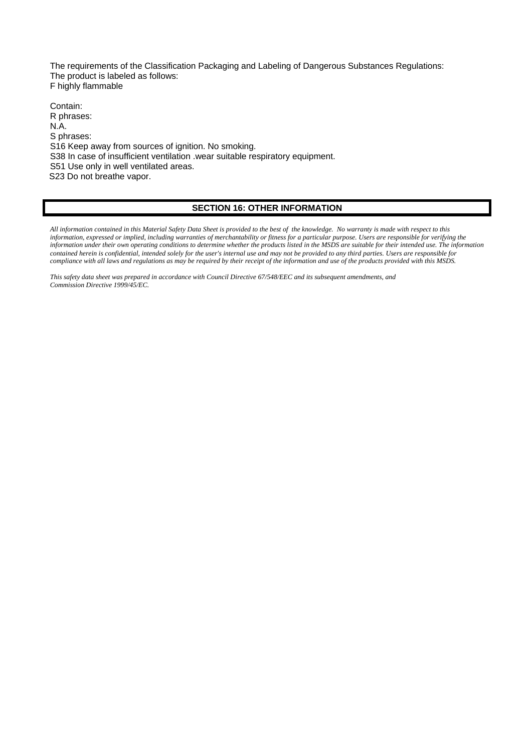The requirements of the Classification Packaging and Labeling of Dangerous Substances Regulations:
The product is labeled as follows:
F highly flammable

Contain:
R phrases:
N.A.
S phrases:
S16 Keep away from sources of ignition. No smoking.
S38 In case of insufficient ventilation .wear suitable respiratory equipment.
S51 Use only in well ventilated areas.
S23 Do not breathe vapor.

## SECTION 16: OTHER INFORMATION

*All information contained in this Material Safety Data Sheet is provided to the best of the knowledge. No warranty is made with respect to this information, expressed or implied, including warranties of merchantability or fitness for a particular purpose. Users are responsible for verifying the information under their own operating conditions to determine whether the products listed in the MSDS are suitable for their intended use. The information contained herein is confidential, intended solely for the user's internal use and may not be provided to any third parties. Users are responsible for compliance with all laws and regulations as may be required by their receipt of the information and use of the products provided with this MSDS.*

*This safety data sheet was prepared in accordance with Council Directive 67/548/EEC and its subsequent amendments, and Commission Directive 1999/45/EC.*